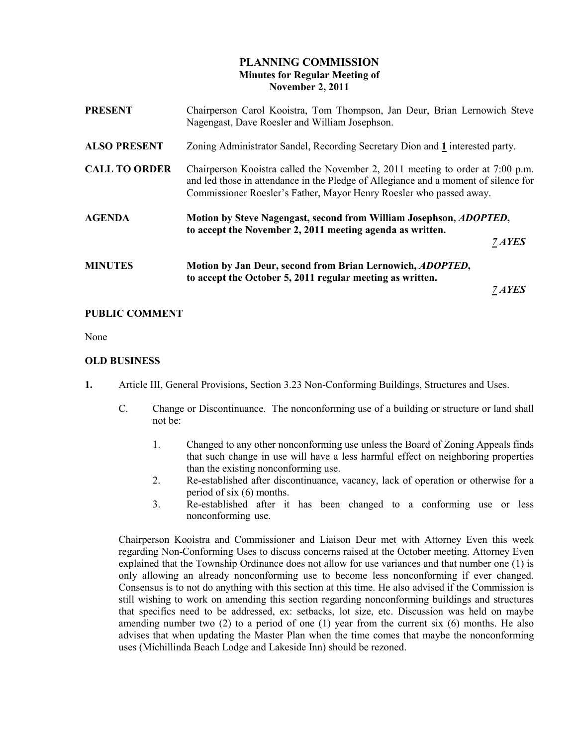# PLANNING COMMISSION
## Minutes for Regular Meeting of
## November 2, 2011

**PRESENT** Chairperson Carol Kooistra, Tom Thompson, Jan Deur, Brian Lernowich Steve Nagengast, Dave Roesler and William Josephson.

**ALSO PRESENT** Zoning Administrator Sandel, Recording Secretary Dion and **1** interested party.

**CALL TO ORDER** Chairperson Kooistra called the November 2, 2011 meeting to order at 7:00 p.m. and led those in attendance in the Pledge of Allegiance and a moment of silence for Commissioner Roesler's Father, Mayor Henry Roesler who passed away.

**AGENDA** **Motion by Steve Nagengast, second from William Josephson, *ADOPTED*, to accept the November 2, 2011 meeting agenda as written.**

***7 AYES***

**MINUTES** **Motion by Jan Deur, second from Brian Lernowich, *ADOPTED*, to accept the October 5, 2011 regular meeting as written.**

***7 AYES***

**PUBLIC COMMENT**

None

**OLD BUSINESS**

**1.** Article III, General Provisions, Section 3.23 Non-Conforming Buildings, Structures and Uses.

C. Change or Discontinuance. The nonconforming use of a building or structure or land shall not be:

1. Changed to any other nonconforming use unless the Board of Zoning Appeals finds that such change in use will have a less harmful effect on neighboring properties than the existing nonconforming use.
2. Re-established after discontinuance, vacancy, lack of operation or otherwise for a period of six (6) months.
3. Re-established after it has been changed to a conforming use or less nonconforming use.

Chairperson Kooistra and Commissioner and Liaison Deur met with Attorney Even this week regarding Non-Conforming Uses to discuss concerns raised at the October meeting. Attorney Even explained that the Township Ordinance does not allow for use variances and that number one (1) is only allowing an already nonconforming use to become less nonconforming if ever changed. Consensus is to not do anything with this section at this time. He also advised if the Commission is still wishing to work on amending this section regarding nonconforming buildings and structures that specifics need to be addressed, ex: setbacks, lot size, etc. Discussion was held on maybe amending number two (2) to a period of one (1) year from the current six (6) months. He also advises that when updating the Master Plan when the time comes that maybe the nonconforming uses (Michillinda Beach Lodge and Lakeside Inn) should be rezoned.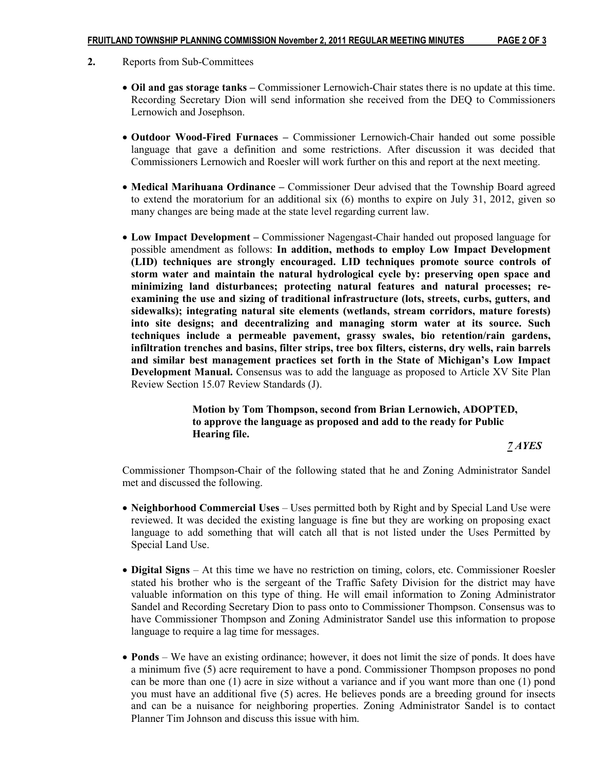**2.** Reports from Sub-Committees

- **Oil and gas storage tanks –** Commissioner Lernowich-Chair states there is no update at this time. Recording Secretary Dion will send information she received from the DEQ to Commissioners Lernowich and Josephson.

- **Outdoor Wood-Fired Furnaces –** Commissioner Lernowich-Chair handed out some possible language that gave a definition and some restrictions. After discussion it was decided that Commissioners Lernowich and Roesler will work further on this and report at the next meeting.

- **Medical Marihuana Ordinance –** Commissioner Deur advised that the Township Board agreed to extend the moratorium for an additional six (6) months to expire on July 31, 2012, given so many changes are being made at the state level regarding current law.

- **Low Impact Development –** Commissioner Nagengast-Chair handed out proposed language for possible amendment as follows: **In addition, methods to employ Low Impact Development (LID) techniques are strongly encouraged. LID techniques promote source controls of storm water and maintain the natural hydrological cycle by: preserving open space and minimizing land disturbances; protecting natural features and natural processes; re-examining the use and sizing of traditional infrastructure (lots, streets, curbs, gutters, and sidewalks); integrating natural site elements (wetlands, stream corridors, mature forests) into site designs; and decentralizing and managing storm water at its source. Such techniques include a permeable pavement, grassy swales, bio retention/rain gardens, infiltration trenches and basins, filter strips, tree box filters, cisterns, dry wells, rain barrels and similar best management practices set forth in the State of Michigan's Low Impact Development Manual.** Consensus was to add the language as proposed to Article XV Site Plan Review Section 15.07 Review Standards (J).

  **Motion by Tom Thompson, second from Brian Lernowich, ADOPTED, to approve the language as proposed and add to the ready for Public Hearing file.**

  ***7 AYES***

Commissioner Thompson-Chair of the following stated that he and Zoning Administrator Sandel met and discussed the following.

- **Neighborhood Commercial Uses** – Uses permitted both by Right and by Special Land Use were reviewed. It was decided the existing language is fine but they are working on proposing exact language to add something that will catch all that is not listed under the Uses Permitted by Special Land Use.

- **Digital Signs** – At this time we have no restriction on timing, colors, etc. Commissioner Roesler stated his brother who is the sergeant of the Traffic Safety Division for the district may have valuable information on this type of thing. He will email information to Zoning Administrator Sandel and Recording Secretary Dion to pass onto to Commissioner Thompson. Consensus was to have Commissioner Thompson and Zoning Administrator Sandel use this information to propose language to require a lag time for messages.

- **Ponds** – We have an existing ordinance; however, it does not limit the size of ponds. It does have a minimum five (5) acre requirement to have a pond. Commissioner Thompson proposes no pond can be more than one (1) acre in size without a variance and if you want more than one (1) pond you must have an additional five (5) acres. He believes ponds are a breeding ground for insects and can be a nuisance for neighboring properties. Zoning Administrator Sandel is to contact Planner Tim Johnson and discuss this issue with him.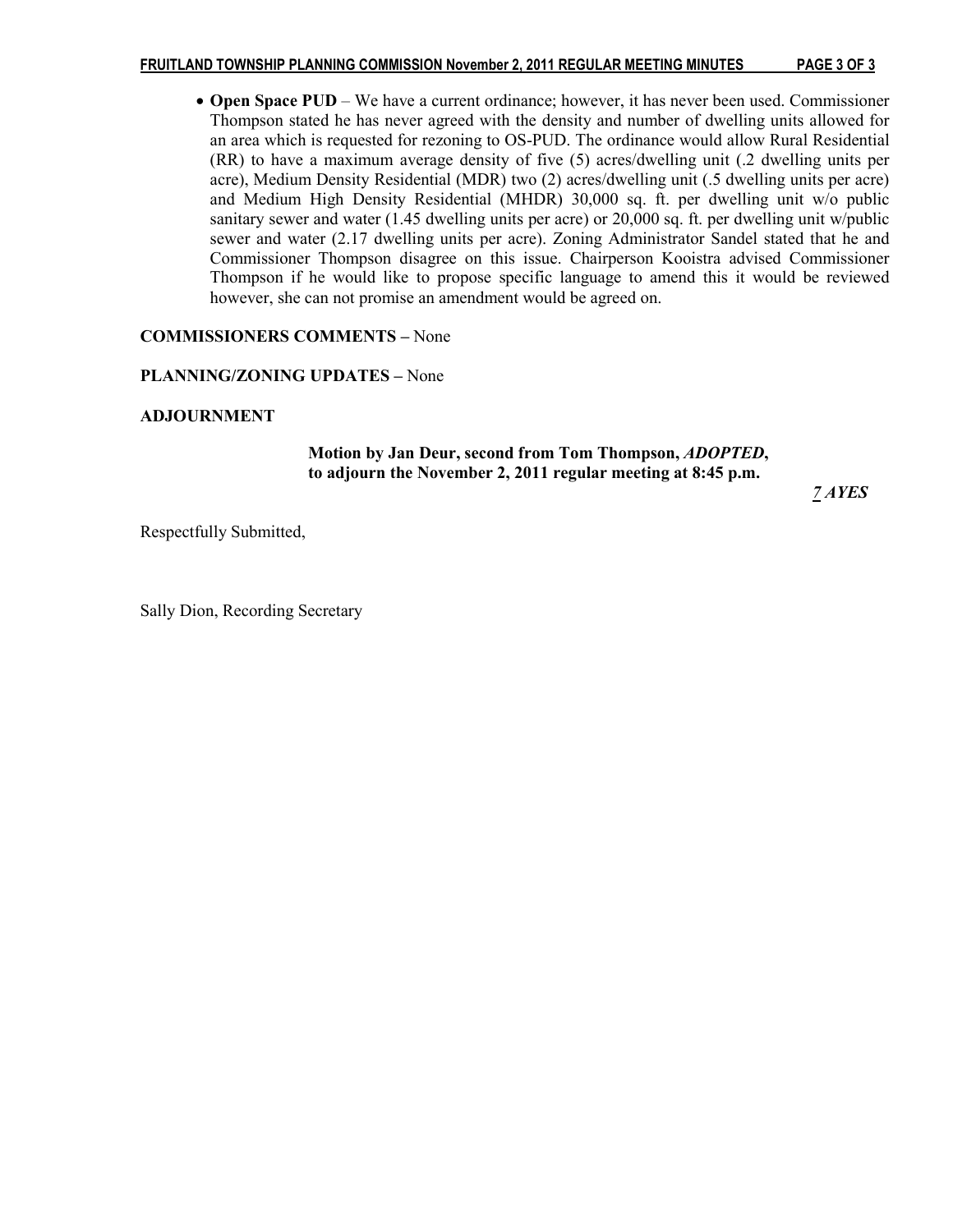- **Open Space PUD** – We have a current ordinance; however, it has never been used. Commissioner Thompson stated he has never agreed with the density and number of dwelling units allowed for an area which is requested for rezoning to OS-PUD. The ordinance would allow Rural Residential (RR) to have a maximum average density of five (5) acres/dwelling unit (.2 dwelling units per acre), Medium Density Residential (MDR) two (2) acres/dwelling unit (.5 dwelling units per acre) and Medium High Density Residential (MHDR) 30,000 sq. ft. per dwelling unit w/o public sanitary sewer and water (1.45 dwelling units per acre) or 20,000 sq. ft. per dwelling unit w/public sewer and water (2.17 dwelling units per acre). Zoning Administrator Sandel stated that he and Commissioner Thompson disagree on this issue. Chairperson Kooistra advised Commissioner Thompson if he would like to propose specific language to amend this it would be reviewed however, she can not promise an amendment would be agreed on.

**COMMISSIONERS COMMENTS –** None

**PLANNING/ZONING UPDATES –** None

**ADJOURNMENT**

**Motion by Jan Deur, second from Tom Thompson, *ADOPTED*, to adjourn the November 2, 2011 regular meeting at 8:45 p.m.**

***7 AYES***

Respectfully Submitted,

Sally Dion, Recording Secretary